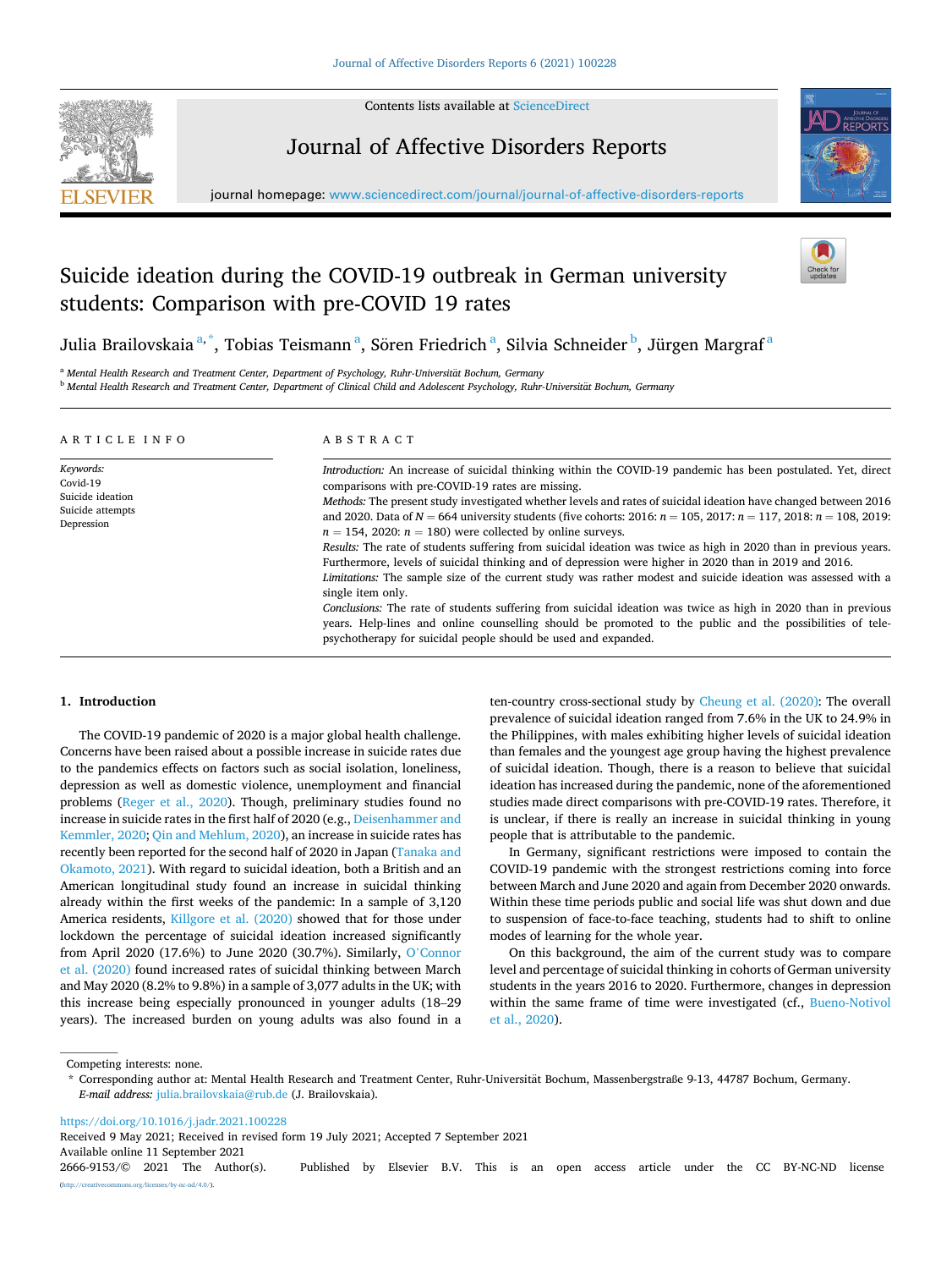# Suicide ideation during the COVID-19 outbreak in German university students: Comparison with pre-COVID 19 rates

Julia Brailovskaia[a,*], Tobias Teismann[a], Sören Friedrich[a], Silvia Schneider[b], Jürgen Margraf[a]

[a] Mental Health Research and Treatment Center, Department of Psychology, Ruhr-Universität Bochum, Germany

[b] Mental Health Research and Treatment Center, Department of Clinical Child and Adolescent Psychology, Ruhr-Universität Bochum, Germany

## ARTICLE INFO

*Keywords:*
Covid-19
Suicide ideation
Suicide attempts
Depression

## ABSTRACT

*Introduction:* An increase of suicidal thinking within the COVID-19 pandemic has been postulated. Yet, direct comparisons with pre-COVID-19 rates are missing.

*Methods:* The present study investigated whether levels and rates of suicidal ideation have changed between 2016 and 2020. Data of $N = 664$ university students (five cohorts: 2016: $n = 105$, 2017: $n = 117$, 2018: $n = 108$, 2019: $n = 154$, 2020: $n = 180$) were collected by online surveys.

*Results:* The rate of students suffering from suicidal ideation was twice as high in 2020 than in previous years. Furthermore, levels of suicidal thinking and of depression were higher in 2020 than in 2019 and 2016.

*Limitations:* The sample size of the current study was rather modest and suicide ideation was assessed with a single item only.

*Conclusions:* The rate of students suffering from suicidal ideation was twice as high in 2020 than in previous years. Help-lines and online counselling should be promoted to the public and the possibilities of tele-psychotherapy for suicidal people should be used and expanded.

## 1. Introduction

The COVID-19 pandemic of 2020 is a major global health challenge. Concerns have been raised about a possible increase in suicide rates due to the pandemics effects on factors such as social isolation, loneliness, depression as well as domestic violence, unemployment and financial problems (Reger et al., 2020). Though, preliminary studies found no increase in suicide rates in the first half of 2020 (e.g., Deisenhammer and Kemmler, 2020; Qin and Mehlum, 2020), an increase in suicide rates has recently been reported for the second half of 2020 in Japan (Tanaka and Okamoto, 2021). With regard to suicidal ideation, both a British and an American longitudinal study found an increase in suicidal thinking already within the first weeks of the pandemic: In a sample of 3,120 America residents, Killgore et al. (2020) showed that for those under lockdown the percentage of suicidal ideation increased significantly from April 2020 (17.6%) to June 2020 (30.7%). Similarly, O`Connor et al. (2020) found increased rates of suicidal thinking between March and May 2020 (8.2% to 9.8%) in a sample of 3,077 adults in the UK; with this increase being especially pronounced in younger adults (18–29 years). The increased burden on young adults was also found in a ten-country cross-sectional study by Cheung et al. (2020): The overall prevalence of suicidal ideation ranged from 7.6% in the UK to 24.9% in the Philippines, with males exhibiting higher levels of suicidal ideation than females and the youngest age group having the highest prevalence of suicidal ideation. Though, there is a reason to believe that suicidal ideation has increased during the pandemic, none of the aforementioned studies made direct comparisons with pre-COVID-19 rates. Therefore, it is unclear, if there is really an increase in suicidal thinking in young people that is attributable to the pandemic.

In Germany, significant restrictions were imposed to contain the COVID-19 pandemic with the strongest restrictions coming into force between March and June 2020 and again from December 2020 onwards. Within these time periods public and social life was shut down and due to suspension of face-to-face teaching, students had to shift to online modes of learning for the whole year.

On this background, the aim of the current study was to compare level and percentage of suicidal thinking in cohorts of German university students in the years 2016 to 2020. Furthermore, changes in depression within the same frame of time were investigated (cf., Bueno-Notivol et al., 2020).

Competing interests: none.

* Corresponding author at: Mental Health Research and Treatment Center, Ruhr-Universität Bochum, Massenbergstraße 9-13, 44787 Bochum, Germany.
*E-mail address:* julia.brailovskaia@rub.de (J. Brailovskaia).

https://doi.org/10.1016/j.jadr.2021.100228
Received 9 May 2021; Received in revised form 19 July 2021; Accepted 7 September 2021
Available online 11 September 2021
2666-9153/© 2021 The Author(s). Published by Elsevier B.V. This is an open access article under the CC BY-NC-ND license (http://creativecommons.org/licenses/by-nc-nd/4.0/).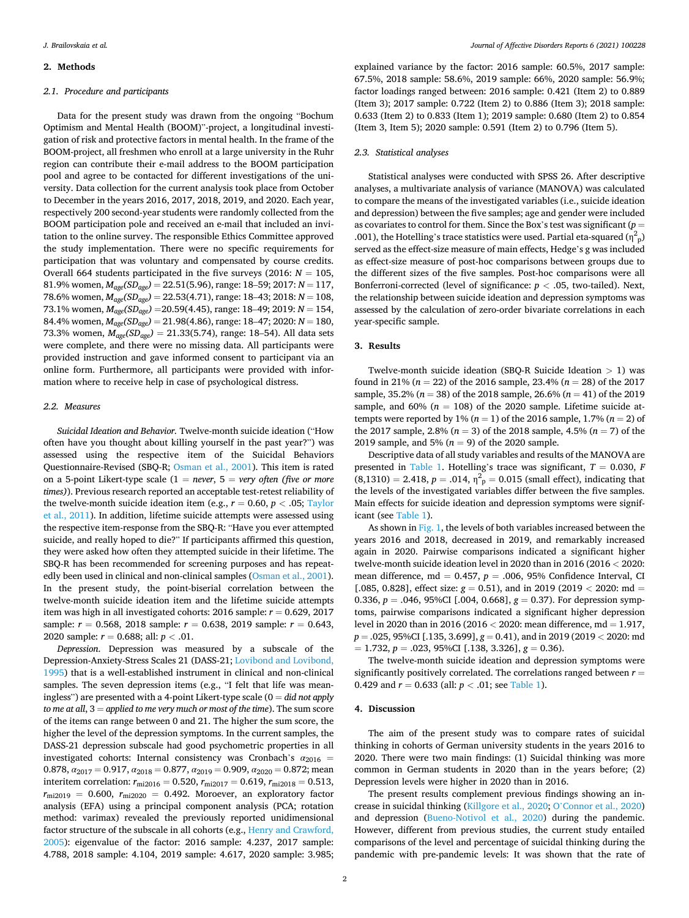## 2. Methods

### 2.1. Procedure and participants

Data for the present study was drawn from the ongoing "Bochum Optimism and Mental Health (BOOM)"-project, a longitudinal investigation of risk and protective factors in mental health. In the frame of the BOOM-project, all freshmen who enroll at a large university in the Ruhr region can contribute their e-mail address to the BOOM participation pool and agree to be contacted for different investigations of the university. Data collection for the current analysis took place from October to December in the years 2016, 2017, 2018, 2019, and 2020. Each year, respectively 200 second-year students were randomly collected from the BOOM participation pole and received an e-mail that included an invitation to the online survey. The responsible Ethics Committee approved the study implementation. There were no specific requirements for participation that was voluntary and compensated by course credits. Overall 664 students participated in the five surveys (2016: $N = 105$, 81.9% women, $M_{age}(SD_{age}) = 22.51(5.96)$, range: 18–59; 2017: $N = 117$, 78.6% women, $M_{age}(SD_{age}) = 22.53(4.71)$, range: 18–43; 2018: $N = 108$, 73.1% women, $M_{age}(SD_{age}) = 20.59(4.45)$, range: 18–49; 2019: $N = 154$, 84.4% women, $M_{age}(SD_{age}) = 21.98(4.86)$, range: 18–47; 2020: $N = 180$, 73.3% women, $M_{age}(SD_{age}) = 21.33(5.74)$, range: 18–54). All data sets were complete, and there were no missing data. All participants were provided instruction and gave informed consent to participant via an online form. Furthermore, all participants were provided with information where to receive help in case of psychological distress.

### 2.2. Measures

*Suicidal Ideation and Behavior.* Twelve-month suicide ideation ("How often have you thought about killing yourself in the past year?") was assessed using the respective item of the Suicidal Behaviors Questionnaire-Revised (SBQ-R; Osman et al., 2001). This item is rated on a 5-point Likert-type scale (1 = *never*, 5 = *very often (five or more times)*). Previous research reported an acceptable test-retest reliability of the twelve-month suicide ideation item (e.g., $r = 0.60$, $p < .05$; Taylor et al., 2011). In addition, lifetime suicide attempts were assessed using the respective item-response from the SBQ-R: "Have you ever attempted suicide, and really hoped to die?" If participants affirmed this question, they were asked how often they attempted suicide in their lifetime. The SBQ-R has been recommended for screening purposes and has repeatedly been used in clinical and non-clinical samples (Osman et al., 2001). In the present study, the point-biserial correlation between the twelve-month suicide ideation item and the lifetime suicide attempts item was high in all investigated cohorts: 2016 sample: $r = 0.629$, 2017 sample: $r = 0.568$, 2018 sample: $r = 0.638$, 2019 sample: $r = 0.643$, 2020 sample: $r = 0.688$; all: $p < .01$.

*Depression.* Depression was measured by a subscale of the Depression-Anxiety-Stress Scales 21 (DASS-21; Lovibond and Lovibond, 1995) that is a well-established instrument in clinical and non-clinical samples. The seven depression items (e.g., "I felt that life was meaningless") are presented with a 4-point Likert-type scale (0 = *did not apply to me at all*, 3 = *applied to me very much or most of the time*). The sum score of the items can range between 0 and 21. The higher the sum score, the higher the level of the depression symptoms. In the current samples, the DASS-21 depression subscale had good psychometric properties in all investigated cohorts: Internal consistency was Cronbach's $\alpha_{2016} = 0.878$, $\alpha_{2017} = 0.917$, $\alpha_{2018} = 0.877$, $\alpha_{2019} = 0.909$, $\alpha_{2020} = 0.872$; mean interitem correlation: $r_{mi2016} = 0.520$, $r_{mi2017} = 0.619$, $r_{mi2018} = 0.513$, $r_{mi2019} = 0.600$, $r_{mi2020} = 0.492$. Moroever, an exploratory factor analysis (EFA) using a principal component analysis (PCA; rotation method: varimax) revealed the previously reported unidimensional factor structure of the subscale in all cohorts (e.g., Henry and Crawford, 2005): eigenvalue of the factor: 2016 sample: 4.237, 2017 sample: 4.788, 2018 sample: 4.104, 2019 sample: 4.617, 2020 sample: 3.985; explained variance by the factor: 2016 sample: 60.5%, 2017 sample: 67.5%, 2018 sample: 58.6%, 2019 sample: 66%, 2020 sample: 56.9%; factor loadings ranged between: 2016 sample: 0.421 (Item 2) to 0.889 (Item 3); 2017 sample: 0.722 (Item 2) to 0.886 (Item 3); 2018 sample: 0.633 (Item 2) to 0.833 (Item 1); 2019 sample: 0.680 (Item 2) to 0.854 (Item 3, Item 5); 2020 sample: 0.591 (Item 2) to 0.796 (Item 5).

### 2.3. Statistical analyses

Statistical analyses were conducted with SPSS 26. After descriptive analyses, a multivariate analysis of variance (MANOVA) was calculated to compare the means of the investigated variables (i.e., suicide ideation and depression) between the five samples; age and gender were included as covariates to control for them. Since the Box's test was significant ($p = .001$), the Hotelling's trace statistics were used. Partial eta-squared ($\eta^2_p$) served as the effect-size measure of main effects, Hedge's g was included as effect-size measure of post-hoc comparisons between groups due to the different sizes of the five samples. Post-hoc comparisons were all Bonferroni-corrected (level of significance: $p < .05$, two-tailed). Next, the relationship between suicide ideation and depression symptoms was assessed by the calculation of zero-order bivariate correlations in each year-specific sample.

## 3. Results

Twelve-month suicide ideation (SBQ-R Suicide Ideation > 1) was found in 21% ($n = 22$) of the 2016 sample, 23.4% ($n = 28$) of the 2017 sample, 35.2% ($n = 38$) of the 2018 sample, 26.6% ($n = 41$) of the 2019 sample, and 60% ($n = 108$) of the 2020 sample. Lifetime suicide attempts were reported by 1% ($n = 1$) of the 2016 sample, 1.7% ($n = 2$) of the 2017 sample, 2.8% ($n = 3$) of the 2018 sample, 4.5% ($n = 7$) of the 2019 sample, and 5% ($n = 9$) of the 2020 sample.

Descriptive data of all study variables and results of the MANOVA are presented in Table 1. Hotelling's trace was significant, $T = 0.030$, $F(8,1310) = 2.418$, $p = .014$, $\eta^2_p = 0.015$ (small effect), indicating that the levels of the investigated variables differ between the five samples. Main effects for suicide ideation and depression symptoms were significant (see Table 1).

As shown in Fig. 1, the levels of both variables increased between the years 2016 and 2018, decreased in 2019, and remarkably increased again in 2020. Pairwise comparisons indicated a significant higher twelve-month suicide ideation level in 2020 than in 2016 (2016 < 2020: mean difference, md = 0.457, $p = .006$, 95% Confidence Interval, CI [.085, 0.828], effect size: $g = 0.51$), and in 2019 (2019 < 2020: md = 0.336, $p = .046$, 95%CI [.004, 0.668], $g = 0.37$). For depression symptoms, pairwise comparisons indicated a significant higher depression level in 2020 than in 2016 (2016 < 2020: mean difference, md = 1.917, $p = .025$, 95%CI [.135, 3.699], $g = 0.41$), and in 2019 (2019 < 2020: md = 1.732, $p = .023$, 95%CI [.138, 3.326], $g = 0.36$).

The twelve-month suicide ideation and depression symptoms were significantly positively correlated. The correlations ranged between $r = 0.429$ and $r = 0.633$ (all: $p < .01$; see Table 1).

## 4. Discussion

The aim of the present study was to compare rates of suicidal thinking in cohorts of German university students in the years 2016 to 2020. There were two main findings: (1) Suicidal thinking was more common in German students in 2020 than in the years before; (2) Depression levels were higher in 2020 than in 2016.

The present results complement previous findings showing an increase in suicidal thinking (Killgore et al., 2020; O'Connor et al., 2020) and depression (Bueno-Notivol et al., 2020) during the pandemic. However, different from previous studies, the current study entailed comparisons of the level and percentage of suicidal thinking during the pandemic with pre-pandemic levels: It was shown that the rate of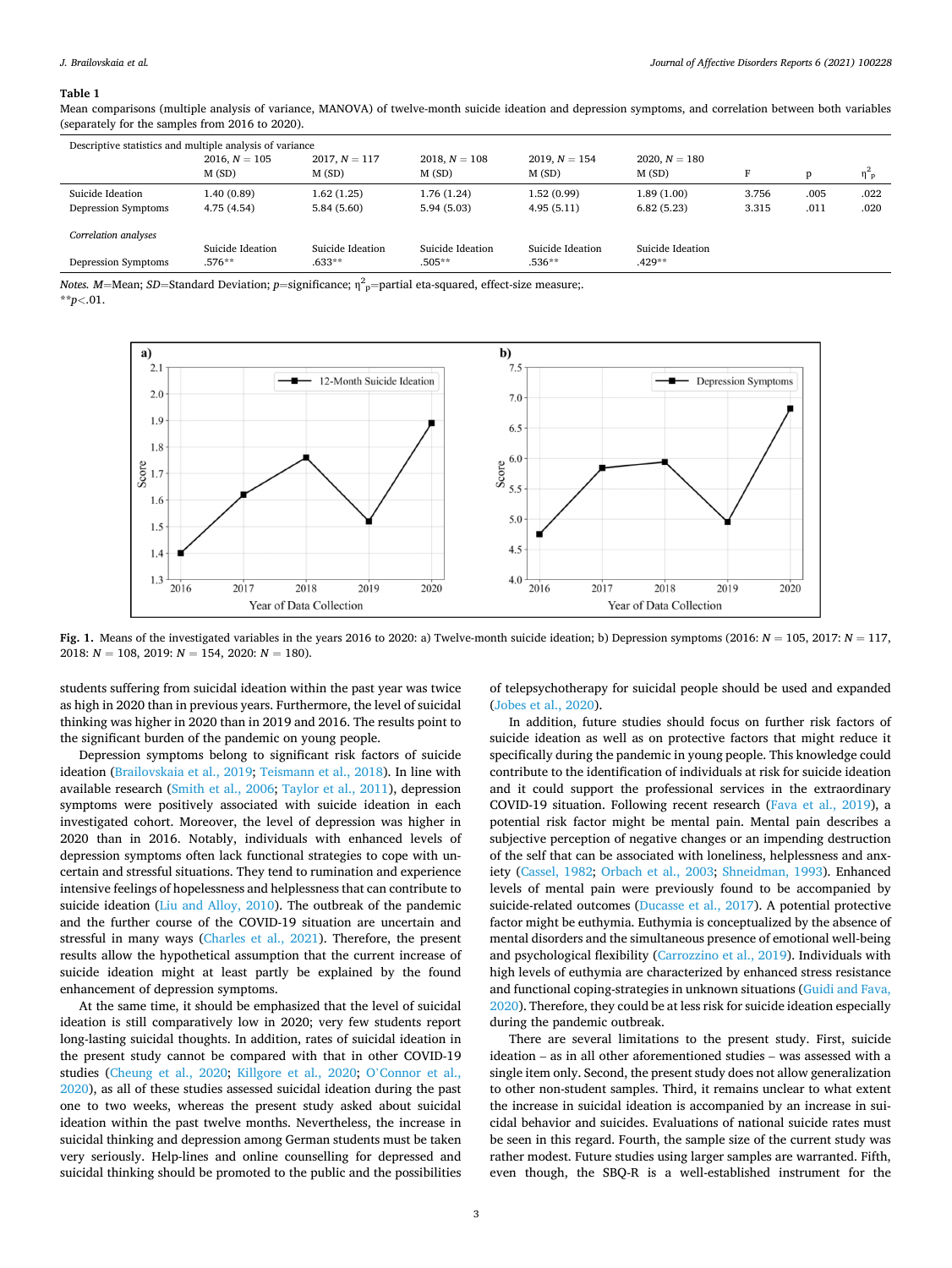**Table 1**
Mean comparisons (multiple analysis of variance, MANOVA) of twelve-month suicide ideation and depression symptoms, and correlation between both variables (separately for the samples from 2016 to 2020).

| Descriptive statistics and multiple analysis of variance | | | | | | | | |
|---|---|---|---|---|---|---|---|---|
| | 2016, $N = 105$ M (SD) | 2017, $N = 117$ M (SD) | 2018, $N = 108$ M (SD) | 2019, $N = 154$ M (SD) | 2020, $N = 180$ M (SD) | F | p | $\eta^2_p$ |
| Suicide Ideation | 1.40 (0.89) | 1.62 (1.25) | 1.76 (1.24) | 1.52 (0.99) | 1.89 (1.00) | 3.756 | .005 | .022 |
| Depression Symptoms | 4.75 (4.54) | 5.84 (5.60) | 5.94 (5.03) | 4.95 (5.11) | 6.82 (5.23) | 3.315 | .011 | .020 |
| *Correlation analyses* | | | | | | | | |
| | Suicide Ideation | Suicide Ideation | Suicide Ideation | Suicide Ideation | Suicide Ideation | | | |
| Depression Symptoms | .576** | .633** | .505** | .536** | .429** | | | |

*Notes. M*=Mean; *SD*=Standard Deviation; *p*=significance; $\eta^2_p$=partial eta-squared, effect-size measure;.
***p*<.01.

a)
12-Month Suicide Ideation
Score
2.1
2.0
1.9
1.8
1.7
1.6
1.5
1.4
1.3
2016 2017 2018 2019 2020
Year of Data Collection

b)
Depression Symptoms
Score
7.5
7.0
6.5
6.0
5.5
5.0
4.5
4.0
2016 2017 2018 2019 2020
Year of Data Collection

**Fig. 1.** Means of the investigated variables in the years 2016 to 2020: a) Twelve-month suicide ideation; b) Depression symptoms (2016: $N = 105$, 2017: $N = 117$, 2018: $N = 108$, 2019: $N = 154$, 2020: $N = 180$).

students suffering from suicidal ideation within the past year was twice as high in 2020 than in previous years. Furthermore, the level of suicidal thinking was higher in 2020 than in 2019 and 2016. The results point to the significant burden of the pandemic on young people.

Depression symptoms belong to significant risk factors of suicide ideation (Brailovskaia et al., 2019; Teismann et al., 2018). In line with available research (Smith et al., 2006; Taylor et al., 2011), depression symptoms were positively associated with suicide ideation in each investigated cohort. Moreover, the level of depression was higher in 2020 than in 2016. Notably, individuals with enhanced levels of depression symptoms often lack functional strategies to cope with uncertain and stressful situations. They tend to rumination and experience intensive feelings of hopelessness and helplessness that can contribute to suicide ideation (Liu and Alloy, 2010). The outbreak of the pandemic and the further course of the COVID-19 situation are uncertain and stressful in many ways (Charles et al., 2021). Therefore, the present results allow the hypothetical assumption that the current increase of suicide ideation might at least partly be explained by the found enhancement of depression symptoms.

At the same time, it should be emphasized that the level of suicidal ideation is still comparatively low in 2020; very few students report long-lasting suicidal thoughts. In addition, rates of suicidal ideation in the present study cannot be compared with that in other COVID-19 studies (Cheung et al., 2020; Killgore et al., 2020; O'Connor et al., 2020), as all of these studies assessed suicidal ideation during the past one to two weeks, whereas the present study asked about suicidal ideation within the past twelve months. Nevertheless, the increase in suicidal thinking and depression among German students must be taken very seriously. Help-lines and online counselling for depressed and suicidal thinking should be promoted to the public and the possibilities of telepsychotherapy for suicidal people should be used and expanded (Jobes et al., 2020).

In addition, future studies should focus on further risk factors of suicide ideation as well as on protective factors that might reduce it specifically during the pandemic in young people. This knowledge could contribute to the identification of individuals at risk for suicide ideation and it could support the professional services in the extraordinary COVID-19 situation. Following recent research (Fava et al., 2019), a potential risk factor might be mental pain. Mental pain describes a subjective perception of negative changes or an impending destruction of the self that can be associated with loneliness, helplessness and anxiety (Cassel, 1982; Orbach et al., 2003; Shneidman, 1993). Enhanced levels of mental pain were previously found to be accompanied by suicide-related outcomes (Ducasse et al., 2017). A potential protective factor might be euthymia. Euthymia is conceptualized by the absence of mental disorders and the simultaneous presence of emotional well-being and psychological flexibility (Carrozzino et al., 2019). Individuals with high levels of euthymia are characterized by enhanced stress resistance and functional coping-strategies in unknown situations (Guidi and Fava, 2020). Therefore, they could be at less risk for suicide ideation especially during the pandemic outbreak.

There are several limitations to the present study. First, suicide ideation – as in all other aforementioned studies – was assessed with a single item only. Second, the present study does not allow generalization to other non-student samples. Third, it remains unclear to what extent the increase in suicidal ideation is accompanied by an increase in suicidal behavior and suicides. Evaluations of national suicide rates must be seen in this regard. Fourth, the sample size of the current study was rather modest. Future studies using larger samples are warranted. Fifth, even though, the SBQ-R is a well-established instrument for the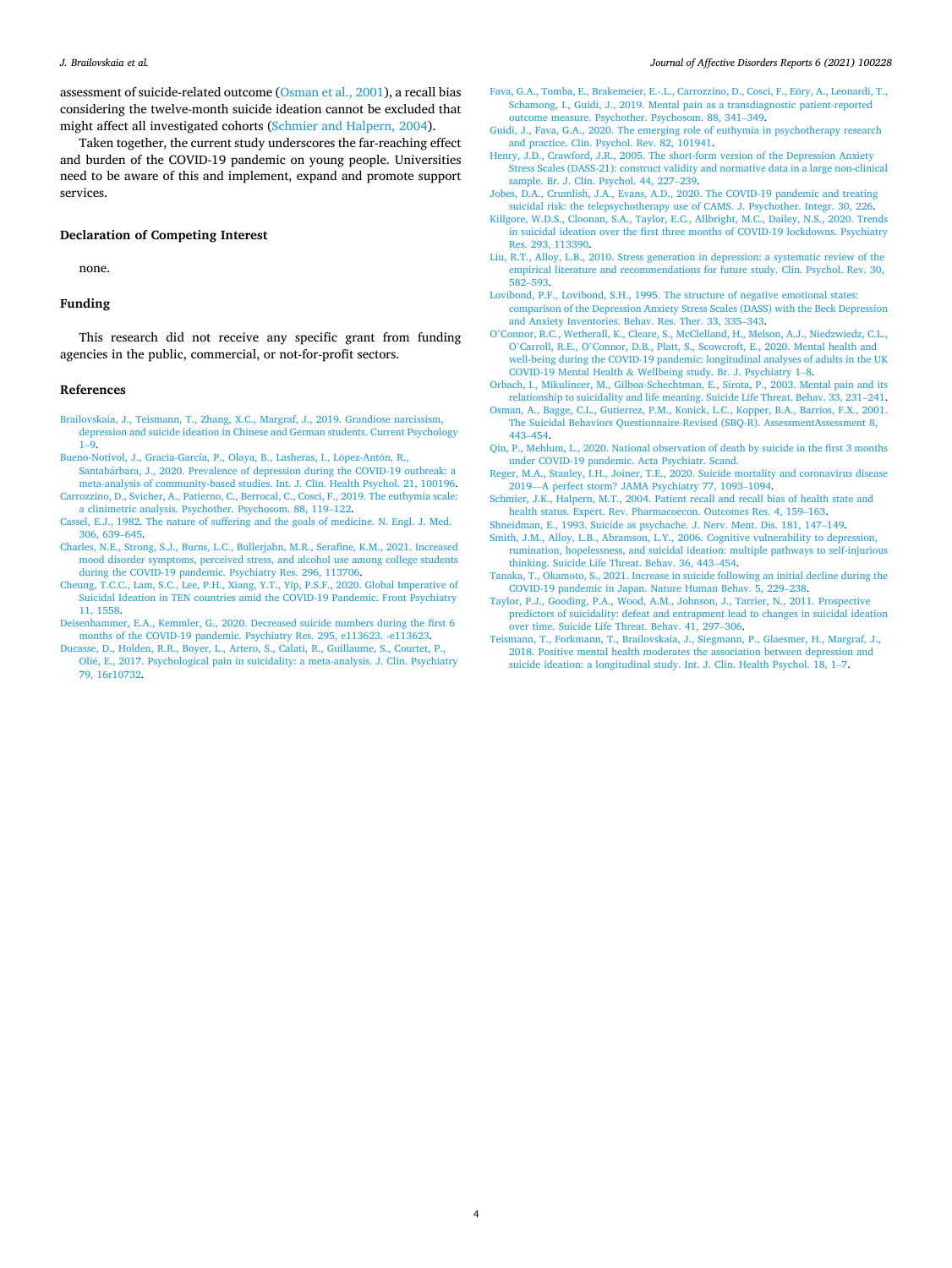assessment of suicide-related outcome (Osman et al., 2001), a recall bias considering the twelve-month suicide ideation cannot be excluded that might affect all investigated cohorts (Schmier and Halpern, 2004).

Taken together, the current study underscores the far-reaching effect and burden of the COVID-19 pandemic on young people. Universities need to be aware of this and implement, expand and promote support services.

## Declaration of Competing Interest

none.

## Funding

This research did not receive any specific grant from funding agencies in the public, commercial, or not-for-profit sectors.

## References

Brailovskaia, J., Teismann, T., Zhang, X.C., Margraf, J., 2019. Grandiose narcissism, depression and suicide ideation in Chinese and German students. Current Psychology 1–9.

Bueno-Notivol, J., Gracia-García, P., Olaya, B., Lasheras, I., López-Antón, R., Santabárbara, J., 2020. Prevalence of depression during the COVID-19 outbreak: a meta-analysis of community-based studies. Int. J. Clin. Health Psychol. 21, 100196.

Carrozzino, D., Svicher, A., Patierno, C., Berrocal, C., Cosci, F., 2019. The euthymia scale: a clinimetric analysis. Psychother. Psychosom. 88, 119–122.

Cassel, E.J., 1982. The nature of suffering and the goals of medicine. N. Engl. J. Med. 306, 639–645.

Charles, N.E., Strong, S.J., Burns, L.C., Bullerjahn, M.R., Serafine, K.M., 2021. Increased mood disorder symptoms, perceived stress, and alcohol use among college students during the COVID-19 pandemic. Psychiatry Res. 296, 113706.

Cheung, T.C.C., Lam, S.C., Lee, P.H., Xiang, Y.T., Yip, P.S.F., 2020. Global Imperative of Suicidal Ideation in TEN countries amid the COVID-19 Pandemic. Front Psychiatry 11, 1558.

Deisenhammer, E.A., Kemmler, G., 2020. Decreased suicide numbers during the first 6 months of the COVID-19 pandemic. Psychiatry Res. 295, e113623. -e113623.

Ducasse, D., Holden, R.R., Boyer, L., Artero, S., Calati, R., Guillaume, S., Courtet, P., Olié, E., 2017. Psychological pain in suicidality: a meta-analysis. J. Clin. Psychiatry 79, 16r10732.

Fava, G.A., Tomba, E., Brakemeier, E.-L., Carrozzino, D., Cosci, F., Eöry, A., Leonardi, T., Schamong, I., Guidi, J., 2019. Mental pain as a transdiagnostic patient-reported outcome measure. Psychother. Psychosom. 88, 341–349.

Guidi, J., Fava, G.A., 2020. The emerging role of euthymia in psychotherapy research and practice. Clin. Psychol. Rev. 82, 101941.

Henry, J.D., Crawford, J.R., 2005. The short-form version of the Depression Anxiety Stress Scales (DASS-21): construct validity and normative data in a large non-clinical sample. Br. J. Clin. Psychol. 44, 227–239.

Jobes, D.A., Crumlish, J.A., Evans, A.D., 2020. The COVID-19 pandemic and treating suicidal risk: the telepsychotherapy use of CAMS. J. Psychother. Integr. 30, 226.

Killgore, W.D.S., Cloonan, S.A., Taylor, E.C., Allbright, M.C., Dailey, N.S., 2020. Trends in suicidal ideation over the first three months of COVID-19 lockdowns. Psychiatry Res. 293, 113390.

Liu, R.T., Alloy, L.B., 2010. Stress generation in depression: a systematic review of the empirical literature and recommendations for future study. Clin. Psychol. Rev. 30, 582–593.

Lovibond, P.F., Lovibond, S.H., 1995. The structure of negative emotional states: comparison of the Depression Anxiety Stress Scales (DASS) with the Beck Depression and Anxiety Inventories. Behav. Res. Ther. 33, 335–343.

O'Connor, R.C., Wetherall, K., Cleare, S., McClelland, H., Melson, A.J., Niedzwiedz, C.L., O'Carroll, R.E., O'Connor, D.B., Platt, S., Scowcroft, E., 2020. Mental health and well-being during the COVID-19 pandemic: longitudinal analyses of adults in the UK COVID-19 Mental Health & Wellbeing study. Br. J. Psychiatry 1–8.

Orbach, I., Mikulincer, M., Gilboa-Schechtman, E., Sirota, P., 2003. Mental pain and its relationship to suicidality and life meaning. Suicide Life Threat. Behav. 33, 231–241.

Osman, A., Bagge, C.L., Gutierrez, P.M., Konick, L.C., Kopper, B.A., Barrios, F.X., 2001. The Suicidal Behaviors Questionnaire-Revised (SBQ-R). AssessmentAssessment 8, 443–454.

Qin, P., Mehlum, L., 2020. National observation of death by suicide in the first 3 months under COVID-19 pandemic. Acta Psychiatr. Scand.

Reger, M.A., Stanley, I.H., Joiner, T.E., 2020. Suicide mortality and coronavirus disease 2019—A perfect storm? JAMA Psychiatry 77, 1093–1094.

Schmier, J.K., Halpern, M.T., 2004. Patient recall and recall bias of health state and health status. Expert. Rev. Pharmacoecon. Outcomes Res. 4, 159–163.

Shneidman, E., 1993. Suicide as psychache. J. Nerv. Ment. Dis. 181, 147–149.

Smith, J.M., Alloy, L.B., Abramson, L.Y., 2006. Cognitive vulnerability to depression, rumination, hopelessness, and suicidal ideation: multiple pathways to self-injurious thinking. Suicide Life Threat. Behav. 36, 443–454.

Tanaka, T., Okamoto, S., 2021. Increase in suicide following an initial decline during the COVID-19 pandemic in Japan. Nature Human Behav. 5, 229–238.

Taylor, P.J., Gooding, P.A., Wood, A.M., Johnson, J., Tarrier, N., 2011. Prospective predictors of suicidality: defeat and entrapment lead to changes in suicidal ideation over time. Suicide Life Threat. Behav. 41, 297–306.

Teismann, T., Forkmann, T., Brailovskaia, J., Siegmann, P., Glaesmer, H., Margraf, J., 2018. Positive mental health moderates the association between depression and suicide ideation: a longitudinal study. Int. J. Clin. Health Psychol. 18, 1–7.